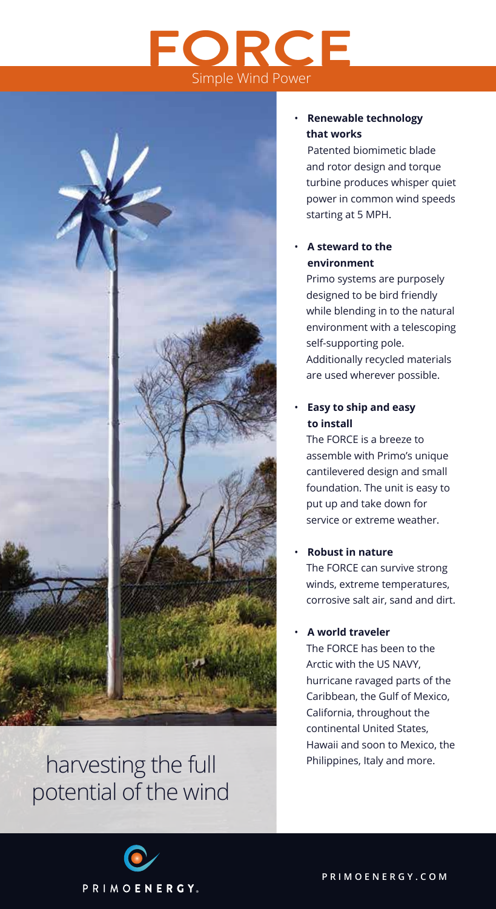# FORCE

Simple Wind Power

- **Renewable technology that works**
  Patented biomimetic blade and rotor design and torque turbine produces whisper quiet power in common wind speeds starting at 5 MPH.

- **A steward to the environment**
  Primo systems are purposely designed to be bird friendly while blending in to the natural environment with a telescoping self-supporting pole. Additionally recycled materials are used wherever possible.

- **Easy to ship and easy to install**
  The FORCE is a breeze to assemble with Primo's unique cantilevered design and small foundation. The unit is easy to put up and take down for service or extreme weather.

- **Robust in nature**
  The FORCE can survive strong winds, extreme temperatures, corrosive salt air, sand and dirt.

- **A world traveler**
  The FORCE has been to the Arctic with the US NAVY, hurricane ravaged parts of the Caribbean, the Gulf of Mexico, California, throughout the continental United States, Hawaii and soon to Mexico, the Philippines, Italy and more.

harvesting the full potential of the wind

PRIMOENERGY.

PRIMOENERGY.COM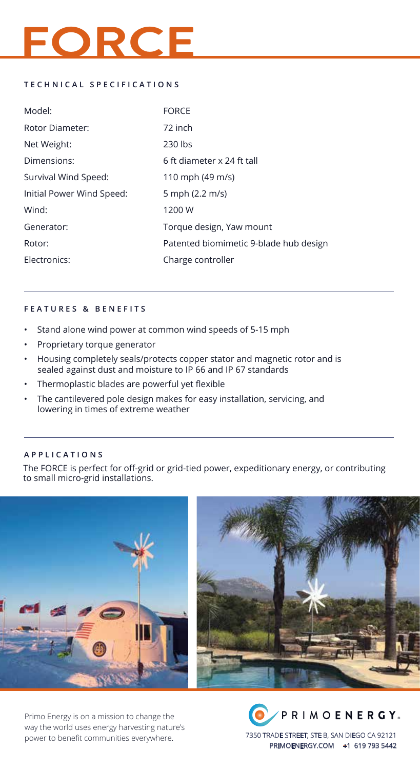# FORCE

## TECHNICAL SPECIFICATIONS

| | |
|---|---|
| Model: | FORCE |
| Rotor Diameter: | 72 inch |
| Net Weight: | 230 lbs |
| Dimensions: | 6 ft diameter x 24 ft tall |
| Survival Wind Speed: | 110 mph (49 m/s) |
| Initial Power Wind Speed: | 5 mph (2.2 m/s) |
| Wind: | 1200 W |
| Generator: | Torque design, Yaw mount |
| Rotor: | Patented biomimetic 9-blade hub design |
| Electronics: | Charge controller |

## FEATURES & BENEFITS

- Stand alone wind power at common wind speeds of 5-15 mph
- Proprietary torque generator
- Housing completely seals/protects copper stator and magnetic rotor and is sealed against dust and moisture to IP 66 and IP 67 standards
- Thermoplastic blades are powerful yet flexible
- The cantilevered pole design makes for easy installation, servicing, and lowering in times of extreme weather

## APPLICATIONS

The FORCE is perfect for off-grid or grid-tied power, expeditionary energy, or contributing to small micro-grid installations.

Primo Energy is on a mission to change the way the world uses energy harvesting nature's power to benefit communities everywhere.

PRIMOENERGY.

7350 TRADE STREET, STE B, SAN DIEGO CA 92121
PRIMOENERGY.COM +1 619 793 5442